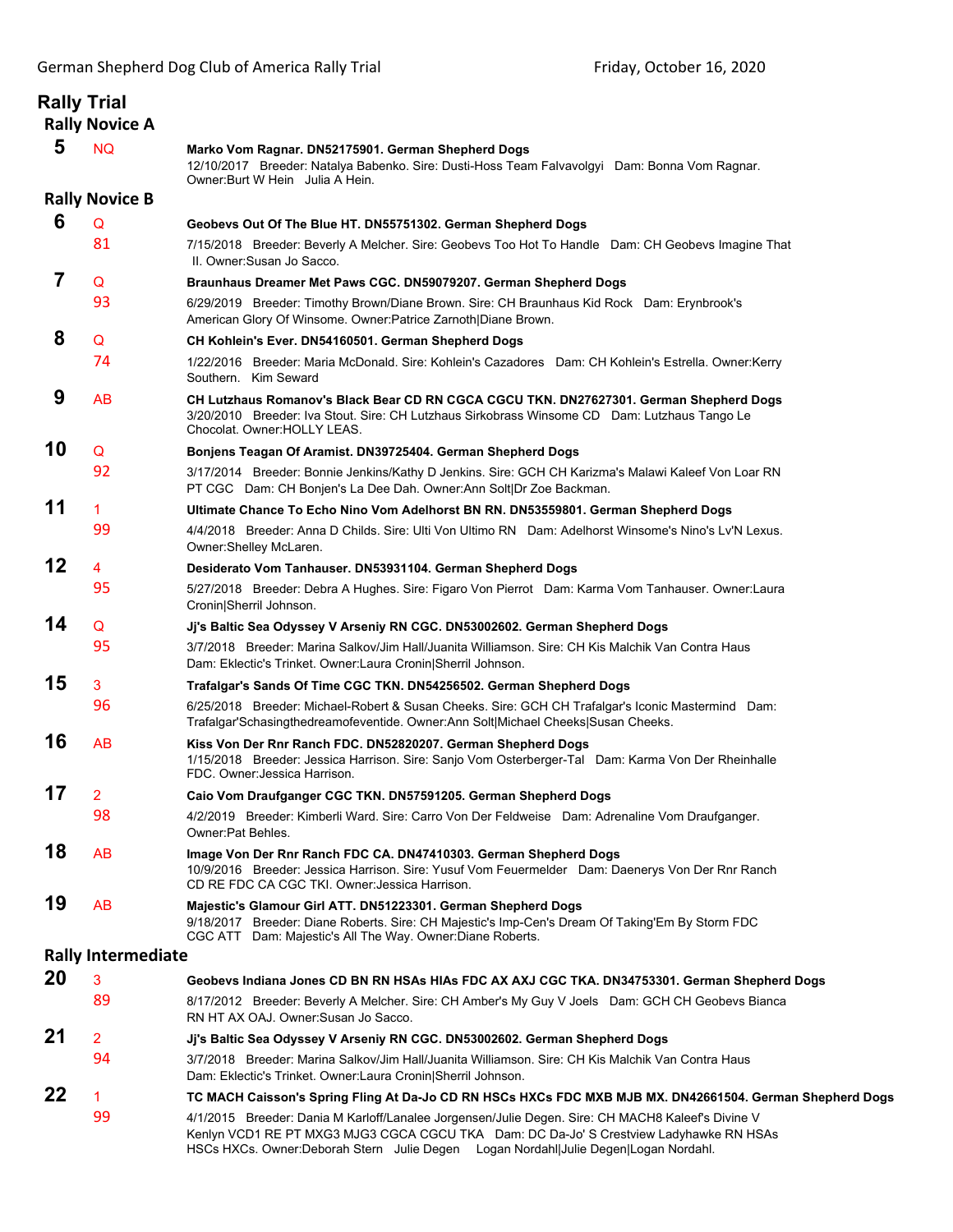# Rally Trial

## Rally Novice A

**5** NQ **Marko Vom Ragnar. DN52175901. German Shepherd Dogs**
12/10/2017 Breeder: Natalya Babenko. Sire: Dusti-Hoss Team Falvavolgyi Dam: Bonna Vom Ragnar. Owner:Burt W Hein Julia A Hein.

## Rally Novice B

**6** Q 81 **Geobevs Out Of The Blue HT. DN55751302. German Shepherd Dogs**
7/15/2018 Breeder: Beverly A Melcher. Sire: Geobevs Too Hot To Handle Dam: CH Geobevs Imagine That II. Owner:Susan Jo Sacco.

**7** Q 93 **Braunhaus Dreamer Met Paws CGC. DN59079207. German Shepherd Dogs**
6/29/2019 Breeder: Timothy Brown/Diane Brown. Sire: CH Braunhaus Kid Rock Dam: Erynbrook's American Glory Of Winsome. Owner:Patrice Zarnoth|Diane Brown.

**8** Q 74 **CH Kohlein's Ever. DN54160501. German Shepherd Dogs**
1/22/2016 Breeder: Maria McDonald. Sire: Kohlein's Cazadores Dam: CH Kohlein's Estrella. Owner:Kerry Southern. Kim Seward

**9** AB **CH Lutzhaus Romanov's Black Bear CD RN CGCA CGCU TKN. DN27627301. German Shepherd Dogs**
3/20/2010 Breeder: Iva Stout. Sire: CH Lutzhaus Sirkobrass Winsome CD Dam: Lutzhaus Tango Le Chocolat. Owner:HOLLY LEAS.

**10** Q 92 **Bonjens Teagan Of Aramist. DN39725404. German Shepherd Dogs**
3/17/2014 Breeder: Bonnie Jenkins/Kathy D Jenkins. Sire: GCH CH Karizma's Malawi Kaleef Von Loar RN PT CGC Dam: CH Bonjen's La Dee Dah. Owner:Ann Solt|Dr Zoe Backman.

**11** 1 99 **Ultimate Chance To Echo Nino Vom Adelhorst BN RN. DN53559801. German Shepherd Dogs**
4/4/2018 Breeder: Anna D Childs. Sire: Ulti Von Ultimo RN Dam: Adelhorst Winsome's Nino's Lv'N Lexus. Owner:Shelley McLaren.

**12** 4 95 **Desiderato Vom Tanhauser. DN53931104. German Shepherd Dogs**
5/27/2018 Breeder: Debra A Hughes. Sire: Figaro Von Pierrot Dam: Karma Vom Tanhauser. Owner:Laura Cronin|Sherril Johnson.

**14** Q 95 **Jj's Baltic Sea Odyssey V Arseniy RN CGC. DN53002602. German Shepherd Dogs**
3/7/2018 Breeder: Marina Salkov/Jim Hall/Juanita Williamson. Sire: CH Kis Malchik Van Contra Haus Dam: Eklectic's Trinket. Owner:Laura Cronin|Sherril Johnson.

**15** 3 96 **Trafalgar's Sands Of Time CGC TKN. DN54256502. German Shepherd Dogs**
6/25/2018 Breeder: Michael-Robert & Susan Cheeks. Sire: GCH CH Trafalgar's Iconic Mastermind Dam: Trafalgar'Schasingthedreamofeventide. Owner:Ann Solt|Michael Cheeks|Susan Cheeks.

**16** AB **Kiss Von Der Rnr Ranch FDC. DN52820207. German Shepherd Dogs**
1/15/2018 Breeder: Jessica Harrison. Sire: Sanjo Vom Osterberger-Tal Dam: Karma Von Der Rheinhalle FDC. Owner:Jessica Harrison.

**17** 2 98 **Caio Vom Draufganger CGC TKN. DN57591205. German Shepherd Dogs**
4/2/2019 Breeder: Kimberli Ward. Sire: Carro Von Der Feldweise Dam: Adrenaline Vom Draufganger. Owner:Pat Behles.

**18** AB **Image Von Der Rnr Ranch FDC CA. DN47410303. German Shepherd Dogs**
10/9/2016 Breeder: Jessica Harrison. Sire: Yusuf Vom Feuermelder Dam: Daenerys Von Der Rnr Ranch CD RE FDC CA CGC TKI. Owner:Jessica Harrison.

**19** AB **Majestic's Glamour Girl ATT. DN51223301. German Shepherd Dogs**
9/18/2017 Breeder: Diane Roberts. Sire: CH Majestic's Imp-Cen's Dream Of Taking'Em By Storm FDC CGC ATT Dam: Majestic's All The Way. Owner:Diane Roberts.

## Rally Intermediate

**20** 3 89 **Geobevs Indiana Jones CD BN RN HSAs HIAs FDC AX AXJ CGC TKA. DN34753301. German Shepherd Dogs**
8/17/2012 Breeder: Beverly A Melcher. Sire: CH Amber's My Guy V Joels Dam: GCH CH Geobevs Bianca RN HT AX OAJ. Owner:Susan Jo Sacco.

**21** 2 94 **Jj's Baltic Sea Odyssey V Arseniy RN CGC. DN53002602. German Shepherd Dogs**
3/7/2018 Breeder: Marina Salkov/Jim Hall/Juanita Williamson. Sire: CH Kis Malchik Van Contra Haus Dam: Eklectic's Trinket. Owner:Laura Cronin|Sherril Johnson.

**22** 1 99 **TC MACH Caisson's Spring Fling At Da-Jo CD RN HSCs HXCs FDC MXB MJB MX. DN42661504. German Shepherd Dogs**
4/1/2015 Breeder: Dania M Karloff/Lanalee Jorgensen/Julie Degen. Sire: CH MACH8 Kaleef's Divine V Kenlyn VCD1 RE PT MXG3 MJG3 CGCA CGCU TKA Dam: DC Da-Jo' S Crestview Ladyhawke RN HSAs HSCs HXCs. Owner:Deborah Stern Julie Degen Logan Nordahl|Julie Degen|Logan Nordahl.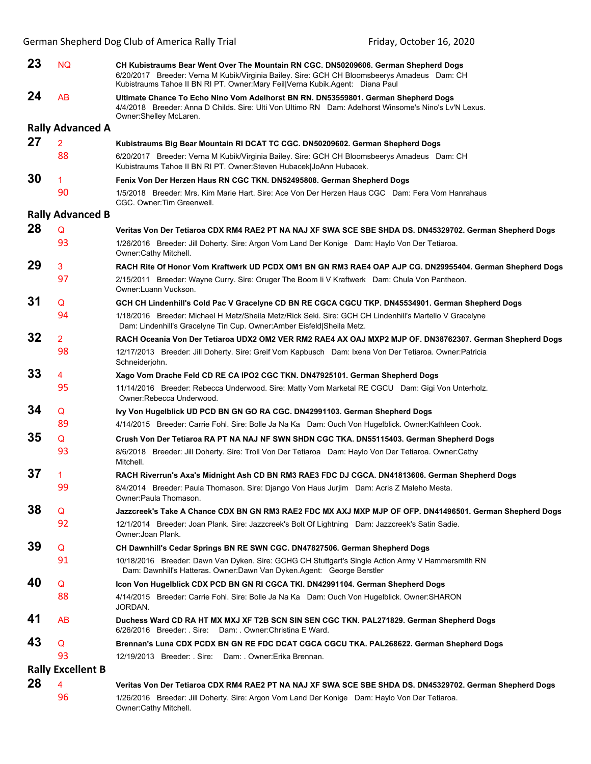**23** NQ **CH Kubistraums Bear Went Over The Mountain RN CGC. DN50209606. German Shepherd Dogs**
6/20/2017 Breeder: Verna M Kubik/Virginia Bailey. Sire: GCH CH Bloomsbeerys Amadeus Dam: CH Kubistraums Tahoe II BN RI PT. Owner:Mary Feil|Verna Kubik.Agent: Diana Paul

**24** AB **Ultimate Chance To Echo Nino Vom Adelhorst BN RN. DN53559801. German Shepherd Dogs**
4/4/2018 Breeder: Anna D Childs. Sire: Ulti Von Ultimo RN Dam: Adelhorst Winsome's Nino's Lv'N Lexus. Owner:Shelley McLaren.

## Rally Advanced A

**27** 2 / 88 **Kubistraums Big Bear Mountain RI DCAT TC CGC. DN50209602. German Shepherd Dogs**
6/20/2017 Breeder: Verna M Kubik/Virginia Bailey. Sire: GCH CH Bloomsbeerys Amadeus Dam: CH Kubistraums Tahoe II BN RI PT. Owner:Steven Hubacek|JoAnn Hubacek.

**30** 1 / 90 **Fenix Von Der Herzen Haus RN CGC TKN. DN52495808. German Shepherd Dogs**
1/5/2018 Breeder: Mrs. Kim Marie Hart. Sire: Ace Von Der Herzen Haus CGC Dam: Fera Vom Hanrahaus CGC. Owner:Tim Greenwell.

## Rally Advanced B

**28** Q / 93 **Veritas Von Der Tetiaroa CDX RM4 RAE2 PT NA NAJ XF SWA SCE SBE SHDA DS. DN45329702. German Shepherd Dogs**
1/26/2016 Breeder: Jill Doherty. Sire: Argon Vom Land Der Konige Dam: Haylo Von Der Tetiaroa. Owner:Cathy Mitchell.

**29** 3 / 97 **RACH Rite Of Honor Vom Kraftwerk UD PCDX OM1 BN GN RM3 RAE4 OAP AJP CG. DN29955404. German Shepherd Dogs**
2/15/2011 Breeder: Wayne Curry. Sire: Oruger The Boom Ii V Kraftwerk Dam: Chula Von Pantheon. Owner:Luann Vuckson.

**31** Q / 94 **GCH CH Lindenhill's Cold Pac V Gracelyne CD BN RE CGCA CGCU TKP. DN45534901. German Shepherd Dogs**
1/18/2016 Breeder: Michael H Metz/Sheila Metz/Rick Seki. Sire: GCH CH Lindenhill's Martello V Gracelyne Dam: Lindenhill's Gracelyne Tin Cup. Owner:Amber Eisfeld|Sheila Metz.

**32** 2 / 98 **RACH Oceania Von Der Tetiaroa UDX2 OM2 VER RM2 RAE4 AX OAJ MXP2 MJP OF. DN38762307. German Shepherd Dogs**
12/17/2013 Breeder: Jill Doherty. Sire: Greif Vom Kapbusch Dam: Ixena Von Der Tetiaroa. Owner:Patricia Schneiderjohn.

**33** 4 / 95 **Xago Vom Drache Feld CD RE CA IPO2 CGC TKN. DN47925101. German Shepherd Dogs**
11/14/2016 Breeder: Rebecca Underwood. Sire: Matty Vom Marketal RE CGCU Dam: Gigi Von Unterholz. Owner:Rebecca Underwood.

**34** Q / 89 **Ivy Von Hugelblick UD PCD BN GN GO RA CGC. DN42991103. German Shepherd Dogs**
4/14/2015 Breeder: Carrie Fohl. Sire: Bolle Ja Na Ka Dam: Ouch Von Hugelblick. Owner:Kathleen Cook.

**35** Q / 93 **Crush Von Der Tetiaroa RA PT NA NAJ NF SWN SHDN CGC TKA. DN55115403. German Shepherd Dogs**
8/6/2018 Breeder: Jill Doherty. Sire: Troll Von Der Tetiaroa Dam: Haylo Von Der Tetiaroa. Owner:Cathy Mitchell.

**37** 1 / 99 **RACH Riverrun's Axa's Midnight Ash CD BN RM3 RAE3 FDC DJ CGCA. DN41813606. German Shepherd Dogs**
8/4/2014 Breeder: Paula Thomason. Sire: Django Von Haus Jurjim Dam: Acris Z Maleho Mesta. Owner:Paula Thomason.

**38** Q / 92 **Jazzcreek's Take A Chance CDX BN GN RM3 RAE2 FDC MX AXJ MXP MJP OF OFP. DN41496501. German Shepherd Dogs**
12/1/2014 Breeder: Joan Plank. Sire: Jazzcreek's Bolt Of Lightning Dam: Jazzcreek's Satin Sadie. Owner:Joan Plank.

**39** Q / 91 **CH Dawnhill's Cedar Springs BN RE SWN CGC. DN47827506. German Shepherd Dogs**
10/18/2016 Breeder: Dawn Van Dyken. Sire: GCHG CH Stuttgart's Single Action Army V Hammersmith RN Dam: Dawnhill's Hatteras. Owner:Dawn Van Dyken.Agent: George Berstler

**40** Q / 88 **Icon Von Hugelblick CDX PCD BN GN RI CGCA TKI. DN42991104. German Shepherd Dogs**
4/14/2015 Breeder: Carrie Fohl. Sire: Bolle Ja Na Ka Dam: Ouch Von Hugelblick. Owner:SHARON JORDAN.

**41** AB **Duchess Ward CD RA HT MX MXJ XF T2B SCN SIN SEN CGC TKN. PAL271829. German Shepherd Dogs**
6/26/2016 Breeder: . Sire: Dam: . Owner:Christina E Ward.

**43** Q / 93 **Brennan's Luna CDX PCDX BN GN RE FDC DCAT CGCA CGCU TKA. PAL268622. German Shepherd Dogs**
12/19/2013 Breeder: . Sire: Dam: . Owner:Erika Brennan.

## Rally Excellent B

**28** 4 / 96 **Veritas Von Der Tetiaroa CDX RM4 RAE2 PT NA NAJ XF SWA SCE SBE SHDA DS. DN45329702. German Shepherd Dogs**
1/26/2016 Breeder: Jill Doherty. Sire: Argon Vom Land Der Konige Dam: Haylo Von Der Tetiaroa. Owner:Cathy Mitchell.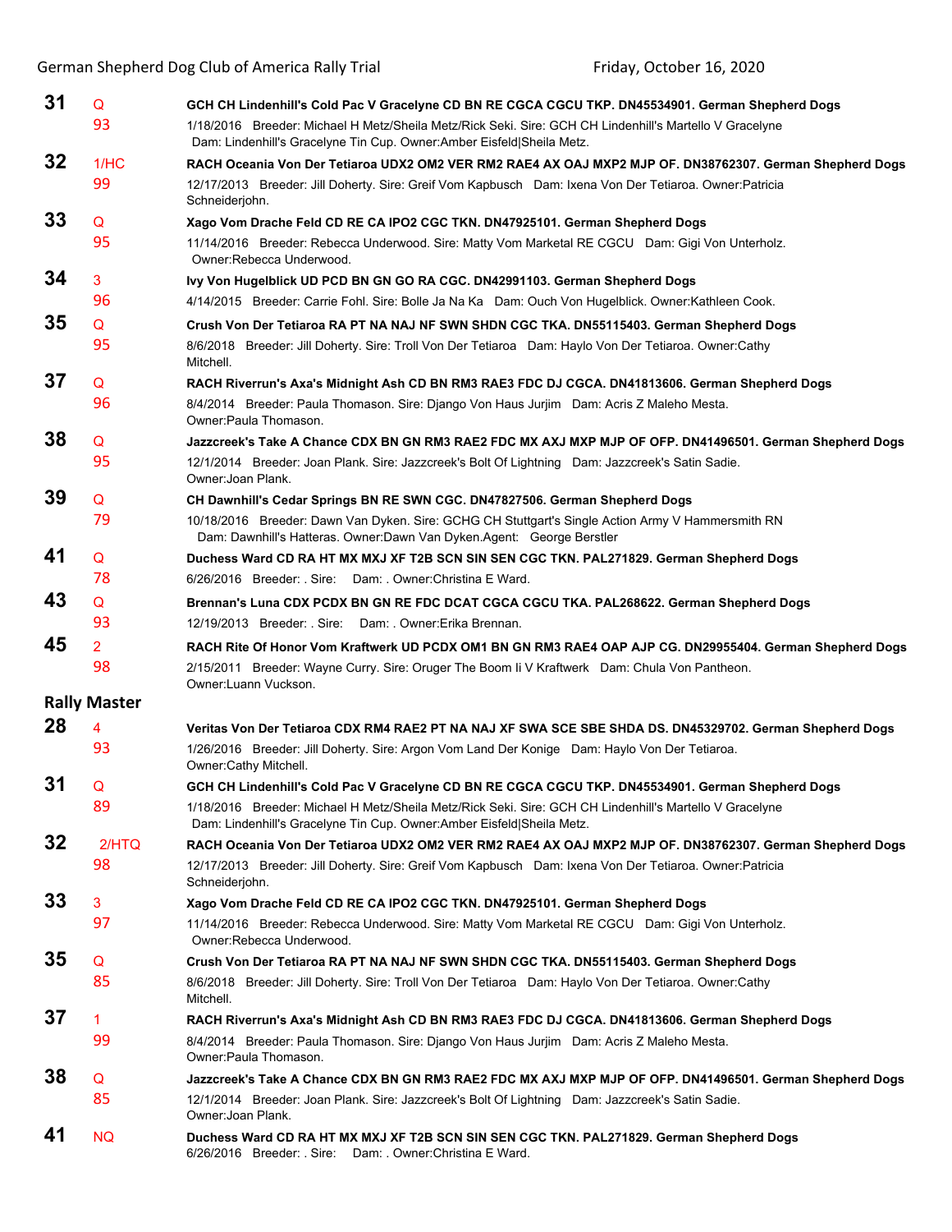**31** Q 93
**GCH CH Lindenhill's Cold Pac V Gracelyne CD BN RE CGCA CGCU TKP. DN45534901. German Shepherd Dogs**
1/18/2016 Breeder: Michael H Metz/Sheila Metz/Rick Seki. Sire: GCH CH Lindenhill's Martello V Gracelyne Dam: Lindenhill's Gracelyne Tin Cup. Owner:Amber Eisfeld|Sheila Metz.

**32** 1/HC 99
**RACH Oceania Von Der Tetiaroa UDX2 OM2 VER RM2 RAE4 AX OAJ MXP2 MJP OF. DN38762307. German Shepherd Dogs**
12/17/2013 Breeder: Jill Doherty. Sire: Greif Vom Kapbusch Dam: Ixena Von Der Tetiaroa. Owner:Patricia Schneiderjohn.

**33** Q 95
**Xago Vom Drache Feld CD RE CA IPO2 CGC TKN. DN47925101. German Shepherd Dogs**
11/14/2016 Breeder: Rebecca Underwood. Sire: Matty Vom Marketal RE CGCU Dam: Gigi Von Unterholz. Owner:Rebecca Underwood.

**34** 3 96
**Ivy Von Hugelblick UD PCD BN GN GO RA CGC. DN42991103. German Shepherd Dogs**
4/14/2015 Breeder: Carrie Fohl. Sire: Bolle Ja Na Ka Dam: Ouch Von Hugelblick. Owner:Kathleen Cook.

**35** Q 95
**Crush Von Der Tetiaroa RA PT NA NAJ NF SWN SHDN CGC TKA. DN55115403. German Shepherd Dogs**
8/6/2018 Breeder: Jill Doherty. Sire: Troll Von Der Tetiaroa Dam: Haylo Von Der Tetiaroa. Owner:Cathy Mitchell.

**37** Q 96
**RACH Riverrun's Axa's Midnight Ash CD BN RM3 RAE3 FDC DJ CGCA. DN41813606. German Shepherd Dogs**
8/4/2014 Breeder: Paula Thomason. Sire: Django Von Haus Jurjim Dam: Acris Z Maleho Mesta. Owner:Paula Thomason.

**38** Q 95
**Jazzcreek's Take A Chance CDX BN GN RM3 RAE2 FDC MX AXJ MXP MJP OF OFP. DN41496501. German Shepherd Dogs**
12/1/2014 Breeder: Joan Plank. Sire: Jazzcreek's Bolt Of Lightning Dam: Jazzcreek's Satin Sadie. Owner:Joan Plank.

**39** Q 79
**CH Dawnhill's Cedar Springs BN RE SWN CGC. DN47827506. German Shepherd Dogs**
10/18/2016 Breeder: Dawn Van Dyken. Sire: GCHG CH Stuttgart's Single Action Army V Hammersmith RN Dam: Dawnhill's Hatteras. Owner:Dawn Van Dyken.Agent: George Berstler

**41** Q 78
**Duchess Ward CD RA HT MX MXJ XF T2B SCN SIN SEN CGC TKN. PAL271829. German Shepherd Dogs**
6/26/2016 Breeder: . Sire: Dam: . Owner:Christina E Ward.

**43** Q 93
**Brennan's Luna CDX PCDX BN GN RE FDC DCAT CGCA CGCU TKA. PAL268622. German Shepherd Dogs**
12/19/2013 Breeder: . Sire: Dam: . Owner:Erika Brennan.

**45** 2 98
**RACH Rite Of Honor Vom Kraftwerk UD PCDX OM1 BN GN RM3 RAE4 OAP AJP CG. DN29955404. German Shepherd Dogs**
2/15/2011 Breeder: Wayne Curry. Sire: Oruger The Boom Ii V Kraftwerk Dam: Chula Von Pantheon. Owner:Luann Vuckson.

## Rally Master

**28** 4 93
**Veritas Von Der Tetiaroa CDX RM4 RAE2 PT NA NAJ XF SWA SCE SBE SHDA DS. DN45329702. German Shepherd Dogs**
1/26/2016 Breeder: Jill Doherty. Sire: Argon Vom Land Der Konige Dam: Haylo Von Der Tetiaroa. Owner:Cathy Mitchell.

**31** Q 89
**GCH CH Lindenhill's Cold Pac V Gracelyne CD BN RE CGCA CGCU TKP. DN45534901. German Shepherd Dogs**
1/18/2016 Breeder: Michael H Metz/Sheila Metz/Rick Seki. Sire: GCH CH Lindenhill's Martello V Gracelyne Dam: Lindenhill's Gracelyne Tin Cup. Owner:Amber Eisfeld|Sheila Metz.

**32** 2/HTQ 98
**RACH Oceania Von Der Tetiaroa UDX2 OM2 VER RM2 RAE4 AX OAJ MXP2 MJP OF. DN38762307. German Shepherd Dogs**
12/17/2013 Breeder: Jill Doherty. Sire: Greif Vom Kapbusch Dam: Ixena Von Der Tetiaroa. Owner:Patricia Schneiderjohn.

**33** 3 97
**Xago Vom Drache Feld CD RE CA IPO2 CGC TKN. DN47925101. German Shepherd Dogs**
11/14/2016 Breeder: Rebecca Underwood. Sire: Matty Vom Marketal RE CGCU Dam: Gigi Von Unterholz. Owner:Rebecca Underwood.

**35** Q 85
**Crush Von Der Tetiaroa RA PT NA NAJ NF SWN SHDN CGC TKA. DN55115403. German Shepherd Dogs**
8/6/2018 Breeder: Jill Doherty. Sire: Troll Von Der Tetiaroa Dam: Haylo Von Der Tetiaroa. Owner:Cathy Mitchell.

**37** 1 99
**RACH Riverrun's Axa's Midnight Ash CD BN RM3 RAE3 FDC DJ CGCA. DN41813606. German Shepherd Dogs**
8/4/2014 Breeder: Paula Thomason. Sire: Django Von Haus Jurjim Dam: Acris Z Maleho Mesta. Owner:Paula Thomason.

**38** Q 85
**Jazzcreek's Take A Chance CDX BN GN RM3 RAE2 FDC MX AXJ MXP MJP OF OFP. DN41496501. German Shepherd Dogs**
12/1/2014 Breeder: Joan Plank. Sire: Jazzcreek's Bolt Of Lightning Dam: Jazzcreek's Satin Sadie. Owner:Joan Plank.

**41** NQ
**Duchess Ward CD RA HT MX MXJ XF T2B SCN SIN SEN CGC TKN. PAL271829. German Shepherd Dogs**
6/26/2016 Breeder: . Sire: Dam: . Owner:Christina E Ward.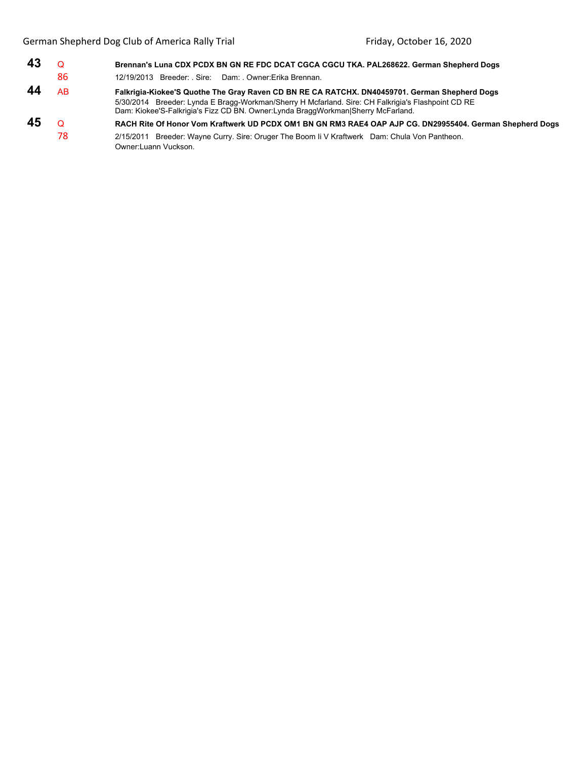**43** Q 86

**Brennan's Luna CDX PCDX BN GN RE FDC DCAT CGCA CGCU TKA. PAL268622. German Shepherd Dogs**
12/19/2013 Breeder: . Sire: Dam: . Owner:Erika Brennan.

**44** AB

**Falkrigia-Kiokee'S Quothe The Gray Raven CD BN RE CA RATCHX. DN40459701. German Shepherd Dogs**
5/30/2014 Breeder: Lynda E Bragg-Workman/Sherry H Mcfarland. Sire: CH Falkrigia's Flashpoint CD RE
Dam: Kiokee'S-Falkrigia's Fizz CD BN. Owner:Lynda BraggWorkman|Sherry McFarland.

**45** Q 78

**RACH Rite Of Honor Vom Kraftwerk UD PCDX OM1 BN GN RM3 RAE4 OAP AJP CG. DN29955404. German Shepherd Dogs**
2/15/2011 Breeder: Wayne Curry. Sire: Oruger The Boom Ii V Kraftwerk Dam: Chula Von Pantheon.
Owner:Luann Vuckson.